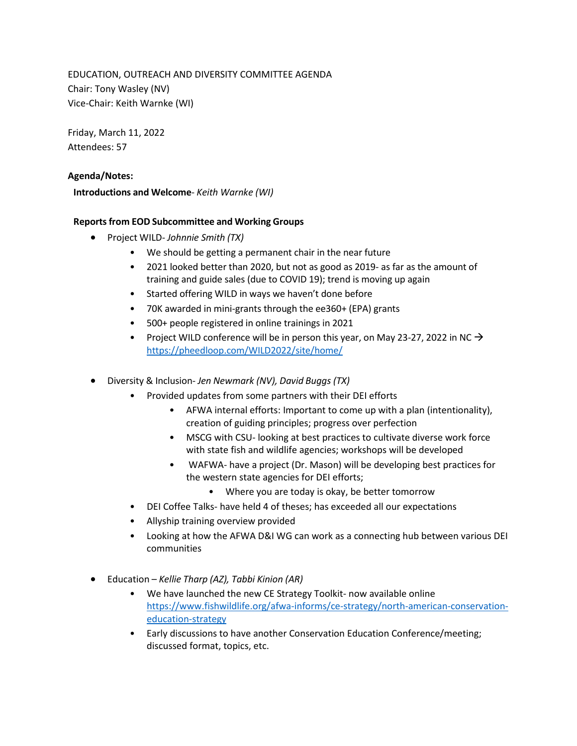EDUCATION, OUTREACH AND DIVERSITY COMMITTEE AGENDA
Chair: Tony Wasley (NV)
Vice-Chair: Keith Warnke (WI)

Friday, March 11, 2022
Attendees: 57

**Agenda/Notes:**

**Introductions and Welcome**- *Keith Warnke (WI)*

**Reports from EOD Subcommittee and Working Groups**

- Project WILD- *Johnnie Smith (TX)*
  - We should be getting a permanent chair in the near future
  - 2021 looked better than 2020, but not as good as 2019- as far as the amount of training and guide sales (due to COVID 19); trend is moving up again
  - Started offering WILD in ways we haven't done before
  - 70K awarded in mini-grants through the ee360+ (EPA) grants
  - 500+ people registered in online trainings in 2021
  - Project WILD conference will be in person this year, on May 23-27, 2022 in NC → https://pheedloop.com/WILD2022/site/home/

- Diversity & Inclusion- *Jen Newmark (NV), David Buggs (TX)*
  - Provided updates from some partners with their DEI efforts
    - AFWA internal efforts: Important to come up with a plan (intentionality), creation of guiding principles; progress over perfection
    - MSCG with CSU- looking at best practices to cultivate diverse work force with state fish and wildlife agencies; workshops will be developed
    - WAFWA- have a project (Dr. Mason) will be developing best practices for the western state agencies for DEI efforts;
      - Where you are today is okay, be better tomorrow
  - DEI Coffee Talks- have held 4 of theses; has exceeded all our expectations
  - Allyship training overview provided
  - Looking at how the AFWA D&I WG can work as a connecting hub between various DEI communities

- Education – *Kellie Tharp (AZ), Tabbi Kinion (AR)*
  - We have launched the new CE Strategy Toolkit- now available online https://www.fishwildlife.org/afwa-informs/ce-strategy/north-american-conservation-education-strategy
  - Early discussions to have another Conservation Education Conference/meeting; discussed format, topics, etc.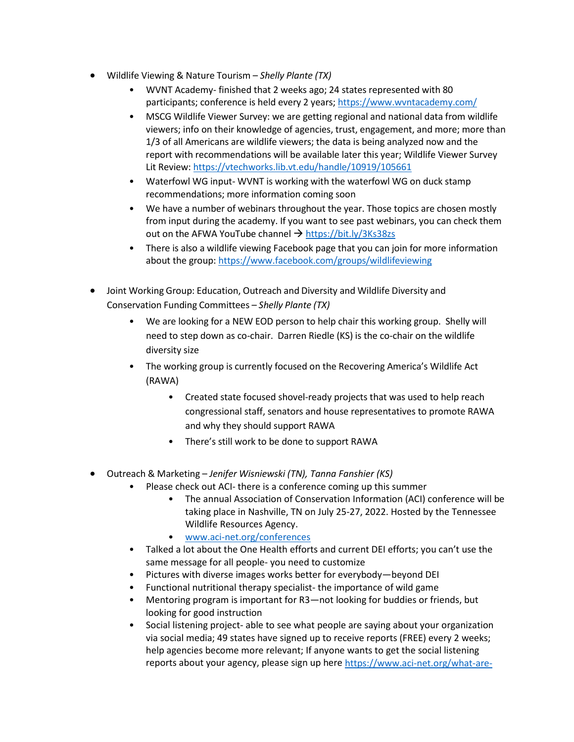- Wildlife Viewing & Nature Tourism – *Shelly Plante (TX)*
  - WVNT Academy- finished that 2 weeks ago; 24 states represented with 80 participants; conference is held every 2 years; https://www.wvntacademy.com/
  - MSCG Wildlife Viewer Survey: we are getting regional and national data from wildlife viewers; info on their knowledge of agencies, trust, engagement, and more; more than 1/3 of all Americans are wildlife viewers; the data is being analyzed now and the report with recommendations will be available later this year; Wildlife Viewer Survey Lit Review: https://vtechworks.lib.vt.edu/handle/10919/105661
  - Waterfowl WG input- WVNT is working with the waterfowl WG on duck stamp recommendations; more information coming soon
  - We have a number of webinars throughout the year. Those topics are chosen mostly from input during the academy. If you want to see past webinars, you can check them out on the AFWA YouTube channel → https://bit.ly/3Ks38zs
  - There is also a wildlife viewing Facebook page that you can join for more information about the group: https://www.facebook.com/groups/wildlifeviewing

- Joint Working Group: Education, Outreach and Diversity and Wildlife Diversity and Conservation Funding Committees – *Shelly Plante (TX)*
  - We are looking for a NEW EOD person to help chair this working group. Shelly will need to step down as co-chair. Darren Riedle (KS) is the co-chair on the wildlife diversity size
  - The working group is currently focused on the Recovering America's Wildlife Act (RAWA)
    - Created state focused shovel-ready projects that was used to help reach congressional staff, senators and house representatives to promote RAWA and why they should support RAWA
    - There's still work to be done to support RAWA

- Outreach & Marketing – *Jenifer Wisniewski (TN), Tanna Fanshier (KS)*
  - Please check out ACI- there is a conference coming up this summer
    - The annual Association of Conservation Information (ACI) conference will be taking place in Nashville, TN on July 25-27, 2022. Hosted by the Tennessee Wildlife Resources Agency.
    - www.aci-net.org/conferences
  - Talked a lot about the One Health efforts and current DEI efforts; you can't use the same message for all people- you need to customize
  - Pictures with diverse images works better for everybody—beyond DEI
  - Functional nutritional therapy specialist- the importance of wild game
  - Mentoring program is important for R3—not looking for buddies or friends, but looking for good instruction
  - Social listening project- able to see what people are saying about your organization via social media; 49 states have signed up to receive reports (FREE) every 2 weeks; help agencies become more relevant; If anyone wants to get the social listening reports about your agency, please sign up here https://www.aci-net.org/what-are-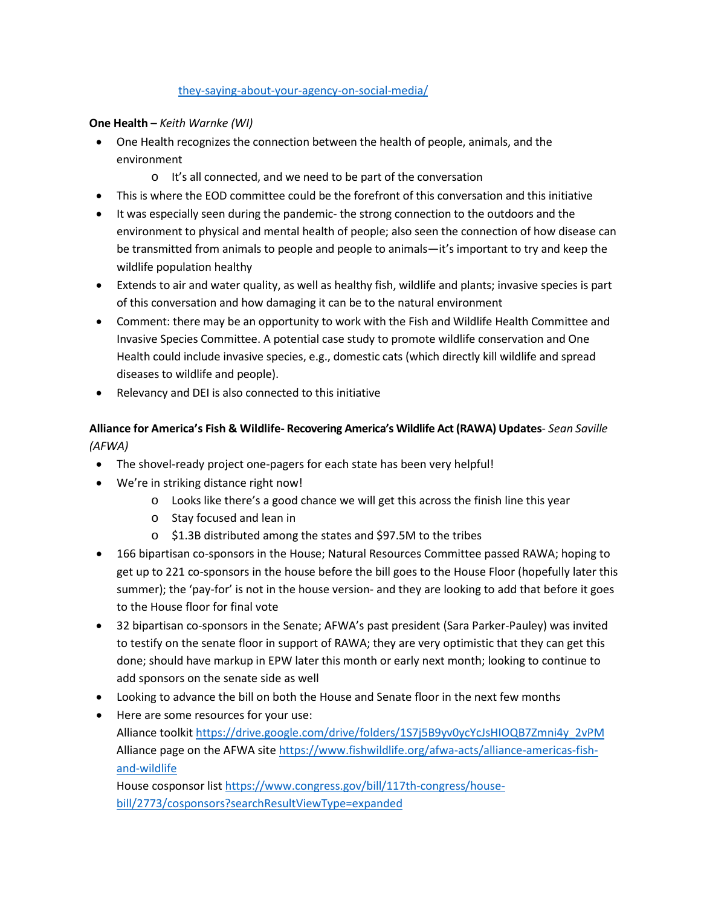they-saying-about-your-agency-on-social-media/

**One Health –** *Keith Warnke (WI)*

- One Health recognizes the connection between the health of people, animals, and the environment
    - It's all connected, and we need to be part of the conversation
- This is where the EOD committee could be the forefront of this conversation and this initiative
- It was especially seen during the pandemic- the strong connection to the outdoors and the environment to physical and mental health of people; also seen the connection of how disease can be transmitted from animals to people and people to animals—it's important to try and keep the wildlife population healthy
- Extends to air and water quality, as well as healthy fish, wildlife and plants; invasive species is part of this conversation and how damaging it can be to the natural environment
- Comment: there may be an opportunity to work with the Fish and Wildlife Health Committee and Invasive Species Committee. A potential case study to promote wildlife conservation and One Health could include invasive species, e.g., domestic cats (which directly kill wildlife and spread diseases to wildlife and people).
- Relevancy and DEI is also connected to this initiative

**Alliance for America's Fish & Wildlife- Recovering America's Wildlife Act (RAWA) Updates**- *Sean Saville (AFWA)*

- The shovel-ready project one-pagers for each state has been very helpful!
- We're in striking distance right now!
    - Looks like there's a good chance we will get this across the finish line this year
    - Stay focused and lean in
    - $1.3B distributed among the states and $97.5M to the tribes
- 166 bipartisan co-sponsors in the House; Natural Resources Committee passed RAWA; hoping to get up to 221 co-sponsors in the house before the bill goes to the House Floor (hopefully later this summer); the 'pay-for' is not in the house version- and they are looking to add that before it goes to the House floor for final vote
- 32 bipartisan co-sponsors in the Senate; AFWA's past president (Sara Parker-Pauley) was invited to testify on the senate floor in support of RAWA; they are very optimistic that they can get this done; should have markup in EPW later this month or early next month; looking to continue to add sponsors on the senate side as well
- Looking to advance the bill on both the House and Senate floor in the next few months
- Here are some resources for your use:
  Alliance toolkit https://drive.google.com/drive/folders/1S7j5B9yv0ycYcJsHIOQB7Zmni4y_2vPM
  Alliance page on the AFWA site https://www.fishwildlife.org/afwa-acts/alliance-americas-fish-and-wildlife
  House cosponsor list https://www.congress.gov/bill/117th-congress/house-bill/2773/cosponsors?searchResultViewType=expanded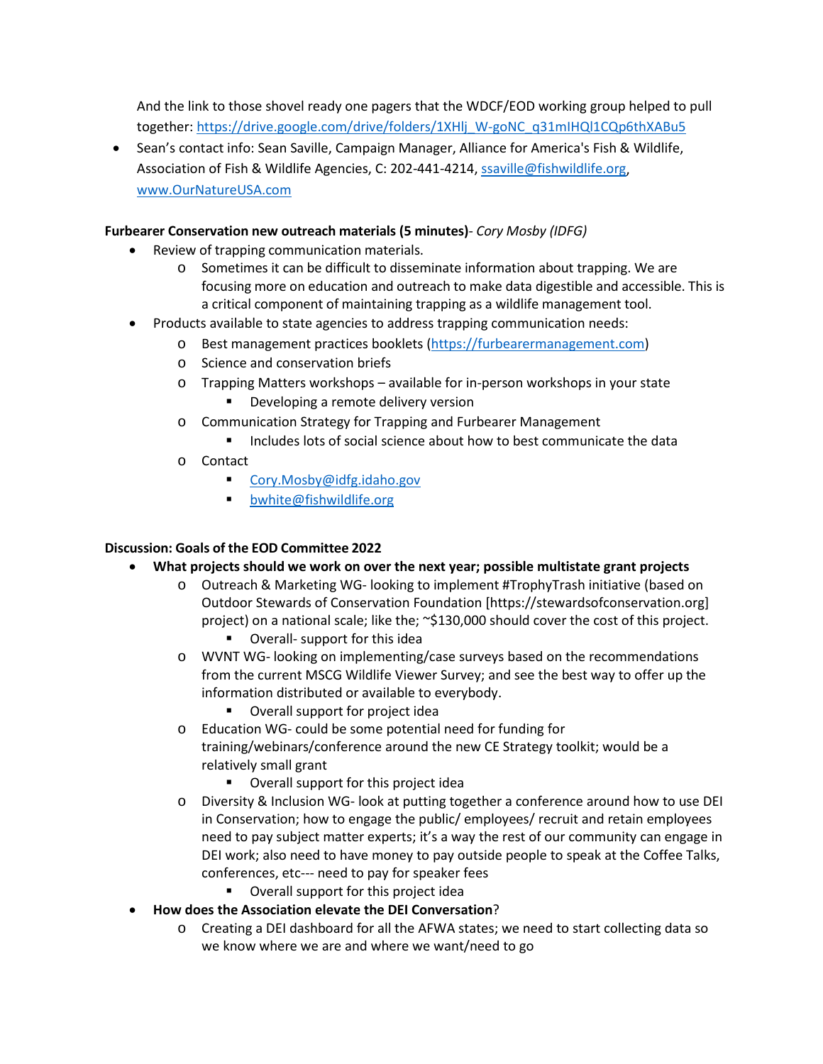And the link to those shovel ready one pagers that the WDCF/EOD working group helped to pull together: https://drive.google.com/drive/folders/1XHlj_W-goNC_q31mIHQl1CQp6thXABu5

- Sean's contact info: Sean Saville, Campaign Manager, Alliance for America's Fish & Wildlife, Association of Fish & Wildlife Agencies, C: 202-441-4214, ssaville@fishwildlife.org, www.OurNatureUSA.com

**Furbearer Conservation new outreach materials (5 minutes)**- *Cory Mosby (IDFG)*

- Review of trapping communication materials.
  - Sometimes it can be difficult to disseminate information about trapping. We are focusing more on education and outreach to make data digestible and accessible. This is a critical component of maintaining trapping as a wildlife management tool.
- Products available to state agencies to address trapping communication needs:
  - Best management practices booklets (https://furbearermanagement.com)
  - Science and conservation briefs
  - Trapping Matters workshops – available for in-person workshops in your state
    - Developing a remote delivery version
  - Communication Strategy for Trapping and Furbearer Management
    - Includes lots of social science about how to best communicate the data
  - Contact
    - Cory.Mosby@idfg.idaho.gov
    - bwhite@fishwildlife.org

**Discussion: Goals of the EOD Committee 2022**

- **What projects should we work on over the next year; possible multistate grant projects**
  - Outreach & Marketing WG- looking to implement #TrophyTrash initiative (based on Outdoor Stewards of Conservation Foundation [https://stewardsofconservation.org] project) on a national scale; like the; ~$130,000 should cover the cost of this project.
    - Overall- support for this idea
  - WVNT WG- looking on implementing/case surveys based on the recommendations from the current MSCG Wildlife Viewer Survey; and see the best way to offer up the information distributed or available to everybody.
    - Overall support for project idea
  - Education WG- could be some potential need for funding for training/webinars/conference around the new CE Strategy toolkit; would be a relatively small grant
    - Overall support for this project idea
  - Diversity & Inclusion WG- look at putting together a conference around how to use DEI in Conservation; how to engage the public/ employees/ recruit and retain employees need to pay subject matter experts; it's a way the rest of our community can engage in DEI work; also need to have money to pay outside people to speak at the Coffee Talks, conferences, etc--- need to pay for speaker fees
    - Overall support for this project idea
- **How does the Association elevate the DEI Conversation**?
  - Creating a DEI dashboard for all the AFWA states; we need to start collecting data so we know where we are and where we want/need to go